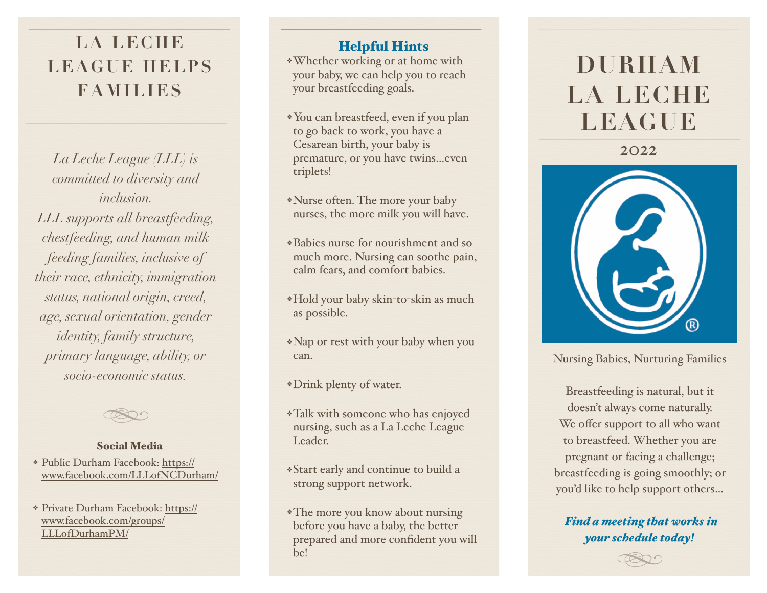# LA LECHE LEAGUE HELPS FAMILIES

*La Leche League (LLL) is committed to diversity and inclusion.*
*LLL supports all breastfeeding, chestfeeding, and human milk feeding families, inclusive of their race, ethnicity, immigration status, national origin, creed, age, sexual orientation, gender identity, family structure, primary language, ability, or socio-economic status.*

### Social Media

- Public Durham Facebook: https://www.facebook.com/LLLofNCDurham/
- Private Durham Facebook: https://www.facebook.com/groups/LLLofDurhamPM/

## Helpful Hints

- Whether working or at home with your baby, we can help you to reach your breastfeeding goals.
- You can breastfeed, even if you plan to go back to work, you have a Cesarean birth, your baby is premature, or you have twins...even triplets!
- Nurse often. The more your baby nurses, the more milk you will have.
- Babies nurse for nourishment and so much more. Nursing can soothe pain, calm fears, and comfort babies.
- Hold your baby skin-to-skin as much as possible.
- Nap or rest with your baby when you can.
- Drink plenty of water.
- Talk with someone who has enjoyed nursing, such as a La Leche League Leader.
- Start early and continue to build a strong support network.
- The more you know about nursing before you have a baby, the better prepared and more confident you will be!

# DURHAM LA LECHE LEAGUE

2022

Nursing Babies, Nurturing Families

Breastfeeding is natural, but it doesn't always come naturally. We offer support to all who want to breastfeed. Whether you are pregnant or facing a challenge; breastfeeding is going smoothly; or you'd like to help support others...

***Find a meeting that works in your schedule today!***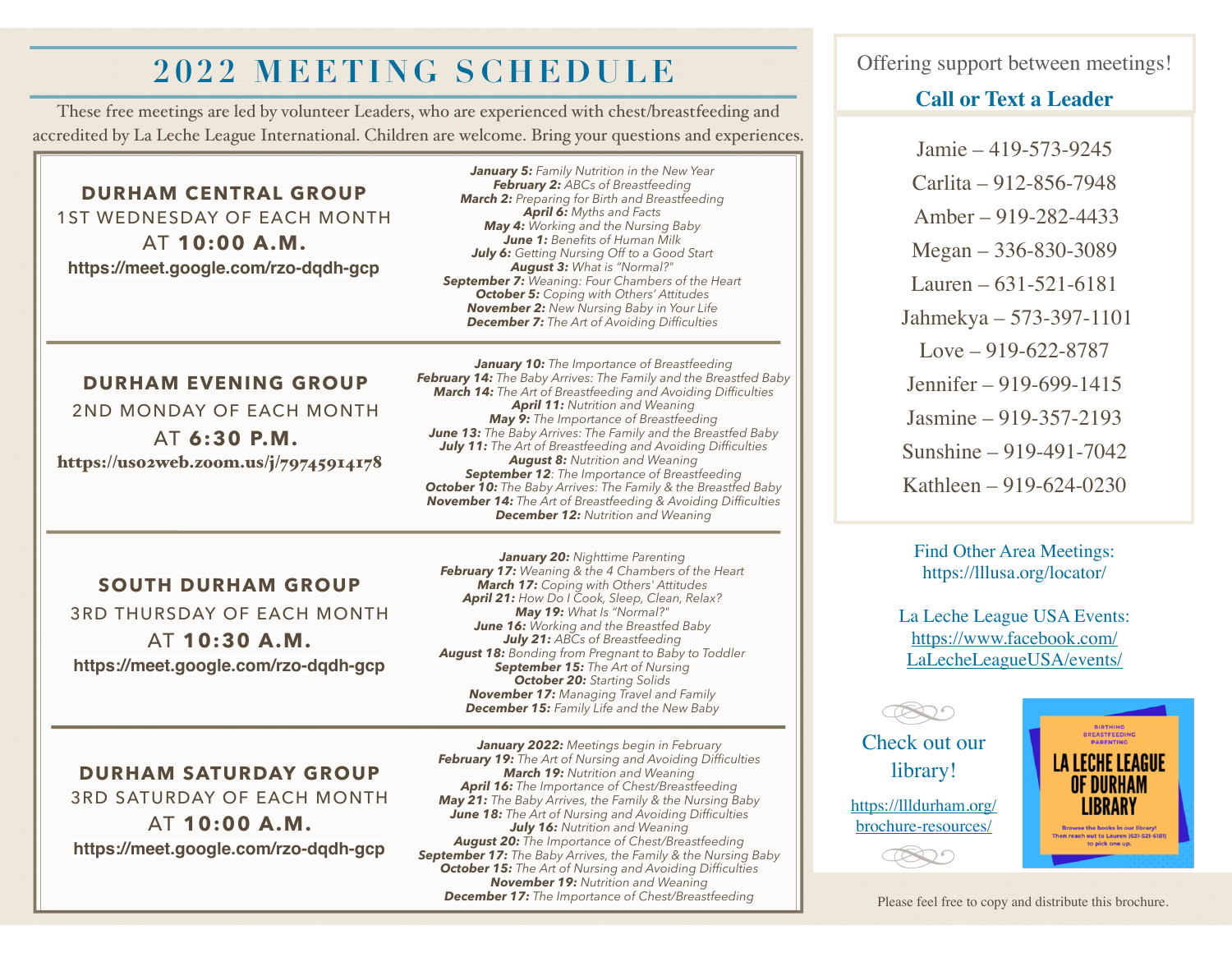# 2022 MEETING SCHEDULE

These free meetings are led by volunteer Leaders, who are experienced with chest/breastfeeding and accredited by La Leche League International. Children are welcome. Bring your questions and experiences.

## DURHAM CENTRAL GROUP

1ST WEDNESDAY OF EACH MONTH

AT **10:00 A.M.**

**https://meet.google.com/rzo-dqdh-gcp**

***January 5:*** *Family Nutrition in the New Year*
***February 2:*** *ABCs of Breastfeeding*
***March 2:*** *Preparing for Birth and Breastfeeding*
***April 6:*** *Myths and Facts*
***May 4:*** *Working and the Nursing Baby*
***June 1:*** *Benefits of Human Milk*
***July 6:*** *Getting Nursing Off to a Good Start*
***August 3:*** *What is "Normal?"*
***September 7:*** *Weaning: Four Chambers of the Heart*
***October 5:*** *Coping with Others' Attitudes*
***November 2:*** *New Nursing Baby in Your Life*
***December 7:*** *The Art of Avoiding Difficulties*

## DURHAM EVENING GROUP

2ND MONDAY OF EACH MONTH

AT **6:30 P.M.**

**https://us02web.zoom.us/j/79745914178**

***January 10:*** *The Importance of Breastfeeding*
***February 14:*** *The Baby Arrives: The Family and the Breastfed Baby*
***March 14:*** *The Art of Breastfeeding and Avoiding Difficulties*
***April 11:*** *Nutrition and Weaning*
***May 9:*** *The Importance of Breastfeeding*
***June 13:*** *The Baby Arrives: The Family and the Breastfed Baby*
***July 11:*** *The Art of Breastfeeding and Avoiding Difficulties*
***August 8:*** *Nutrition and Weaning*
***September 12****: The Importance of Breastfeeding*
***October 10:*** *The Baby Arrives: The Family & the Breastfed Baby*
***November 14:*** *The Art of Breastfeeding & Avoiding Difficulties*
***December 12:*** *Nutrition and Weaning*

## SOUTH DURHAM GROUP

3RD THURSDAY OF EACH MONTH

AT **10:30 A.M.**

**https://meet.google.com/rzo-dqdh-gcp**

***January 20:*** *Nighttime Parenting*
***February 17:*** *Weaning & the 4 Chambers of the Heart*
***March 17:*** *Coping with Others' Attitudes*
***April 21:*** *How Do I Cook, Sleep, Clean, Relax?*
***May 19:*** *What Is "Normal?"*
***June 16:*** *Working and the Breastfed Baby*
***July 21:*** *ABCs of Breastfeeding*
***August 18:*** *Bonding from Pregnant to Baby to Toddler*
***September 15:*** *The Art of Nursing*
***October 20:*** *Starting Solids*
***November 17:*** *Managing Travel and Family*
***December 15:*** *Family Life and the New Baby*

## DURHAM SATURDAY GROUP

3RD SATURDAY OF EACH MONTH

AT **10:00 A.M.**

**https://meet.google.com/rzo-dqdh-gcp**

***January 2022:*** *Meetings begin in February*
***February 19:*** *The Art of Nursing and Avoiding Difficulties*
***March 19:*** *Nutrition and Weaning*
***April 16:*** *The Importance of Chest/Breastfeeding*
***May 21:*** *The Baby Arrives, the Family & the Nursing Baby*
***June 18:*** *The Art of Nursing and Avoiding Difficulties*
***July 16:*** *Nutrition and Weaning*
***August 20:*** *The Importance of Chest/Breastfeeding*
***September 17:*** *The Baby Arrives, the Family & the Nursing Baby*
***October 15:*** *The Art of Nursing and Avoiding Difficulties*
***November 19:*** *Nutrition and Weaning*
***December 17:*** *The Importance of Chest/Breastfeeding*

---

Offering support between meetings!

**Call or Text a Leader**

Jamie – 419-573-9245
Carlita – 912-856-7948
Amber – 919-282-4433
Megan – 336-830-3089
Lauren – 631-521-6181
Jahmekya – 573-397-1101
Love – 919-622-8787
Jennifer – 919-699-1415
Jasmine – 919-357-2193
Sunshine – 919-491-7042
Kathleen – 919-624-0230

Find Other Area Meetings:
https://lllusa.org/locator/

La Leche League USA Events:
https://www.facebook.com/LaLecheLeagueUSA/events/

Check out our library!

https://llldurham.org/brochure-resources/

BIRTHING BREASTFEEDING PARENTING

LA LECHE LEAGUE OF DURHAM LIBRARY

Browse the books in our library! Then reach out to Lauren (631-521-6181) to pick one up.

Please feel free to copy and distribute this brochure.